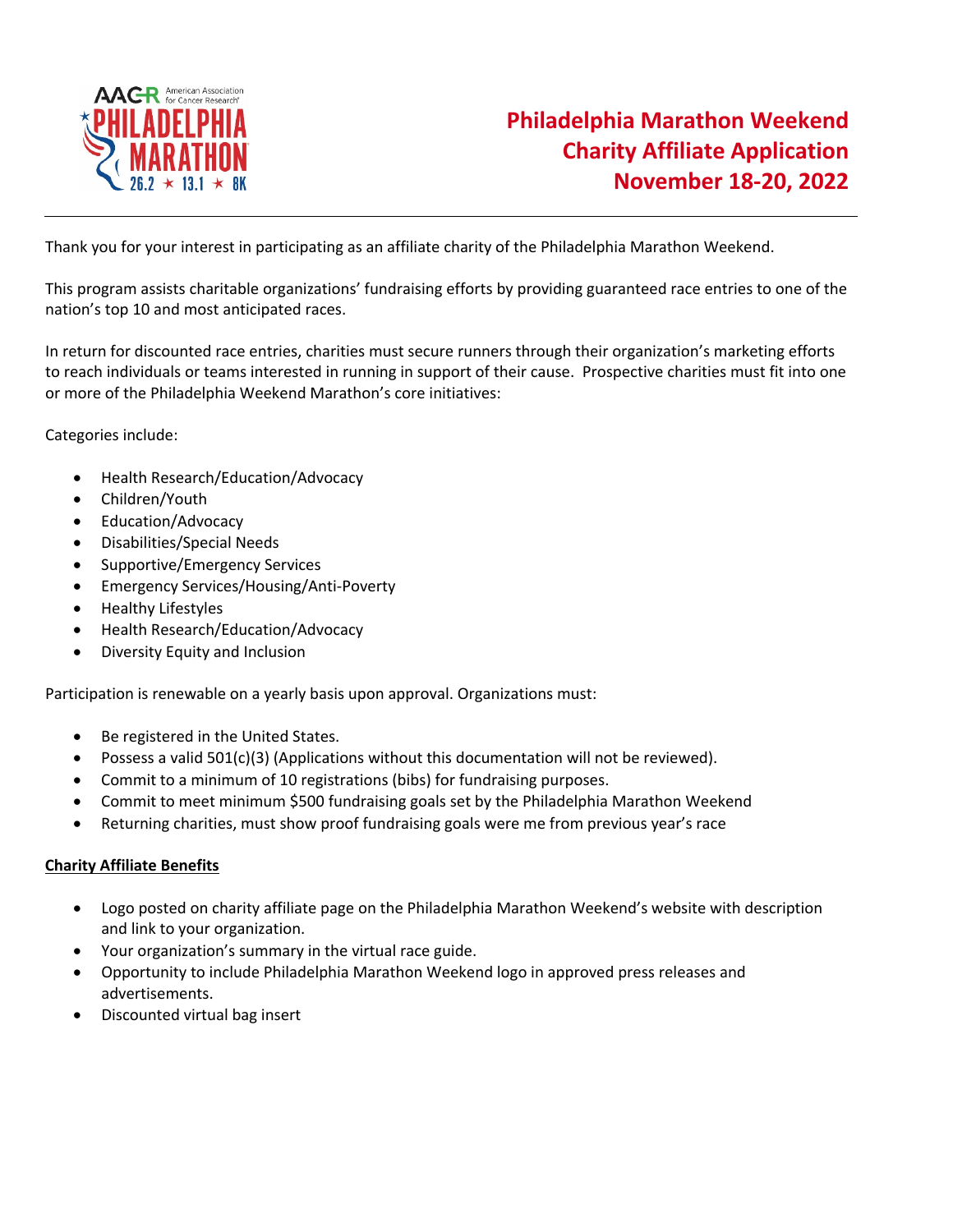# Philadelphia Marathon Weekend Charity Affiliate Application November 18-20, 2022

Thank you for your interest in participating as an affiliate charity of the Philadelphia Marathon Weekend.

This program assists charitable organizations' fundraising efforts by providing guaranteed race entries to one of the nation's top 10 and most anticipated races.

In return for discounted race entries, charities must secure runners through their organization's marketing efforts to reach individuals or teams interested in running in support of their cause. Prospective charities must fit into one or more of the Philadelphia Weekend Marathon's core initiatives:

Categories include:

- Health Research/Education/Advocacy
- Children/Youth
- Education/Advocacy
- Disabilities/Special Needs
- Supportive/Emergency Services
- Emergency Services/Housing/Anti-Poverty
- Healthy Lifestyles
- Health Research/Education/Advocacy
- Diversity Equity and Inclusion

Participation is renewable on a yearly basis upon approval. Organizations must:

- Be registered in the United States.
- Possess a valid 501(c)(3) (Applications without this documentation will not be reviewed).
- Commit to a minimum of 10 registrations (bibs) for fundraising purposes.
- Commit to meet minimum $500 fundraising goals set by the Philadelphia Marathon Weekend
- Returning charities, must show proof fundraising goals were me from previous year's race

**Charity Affiliate Benefits**

- Logo posted on charity affiliate page on the Philadelphia Marathon Weekend's website with description and link to your organization.
- Your organization's summary in the virtual race guide.
- Opportunity to include Philadelphia Marathon Weekend logo in approved press releases and advertisements.
- Discounted virtual bag insert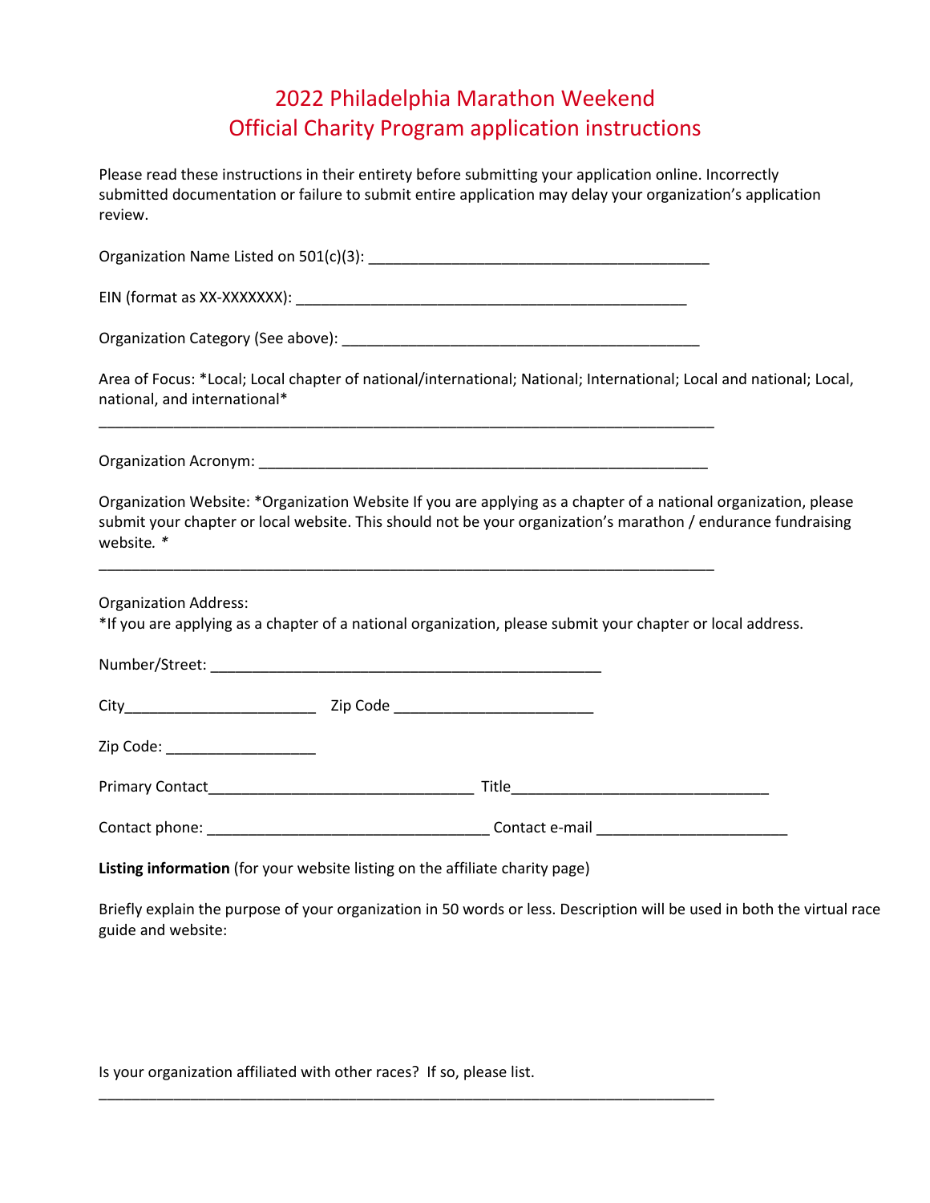# 2022 Philadelphia Marathon Weekend
# Official Charity Program application instructions

Please read these instructions in their entirety before submitting your application online. Incorrectly submitted documentation or failure to submit entire application may delay your organization's application review.

Organization Name Listed on 501(c)(3): ________________________________________

EIN (format as XX-XXXXXXX): _______________________________________________

Organization Category (See above): __________________________________________

Area of Focus: *Local; Local chapter of national/international; National; International; Local and national; Local, national, and international*

________________________________________________________________________

Organization Acronym: _____________________________________________________

Organization Website: *Organization Website If you are applying as a chapter of a national organization, please submit your chapter or local website. This should not be your organization's marathon / endurance fundraising website. *

________________________________________________________________________

Organization Address:
*If you are applying as a chapter of a national organization, please submit your chapter or local address.

Number/Street: _____________________________________________

City______________________ Zip Code _______________________

Zip Code: _________________

Primary Contact______________________________ Title_____________________________

Contact phone: ________________________________ Contact e-mail ______________________

**Listing information** (for your website listing on the affiliate charity page)

Briefly explain the purpose of your organization in 50 words or less. Description will be used in both the virtual race guide and website:

Is your organization affiliated with other races? If so, please list.

________________________________________________________________________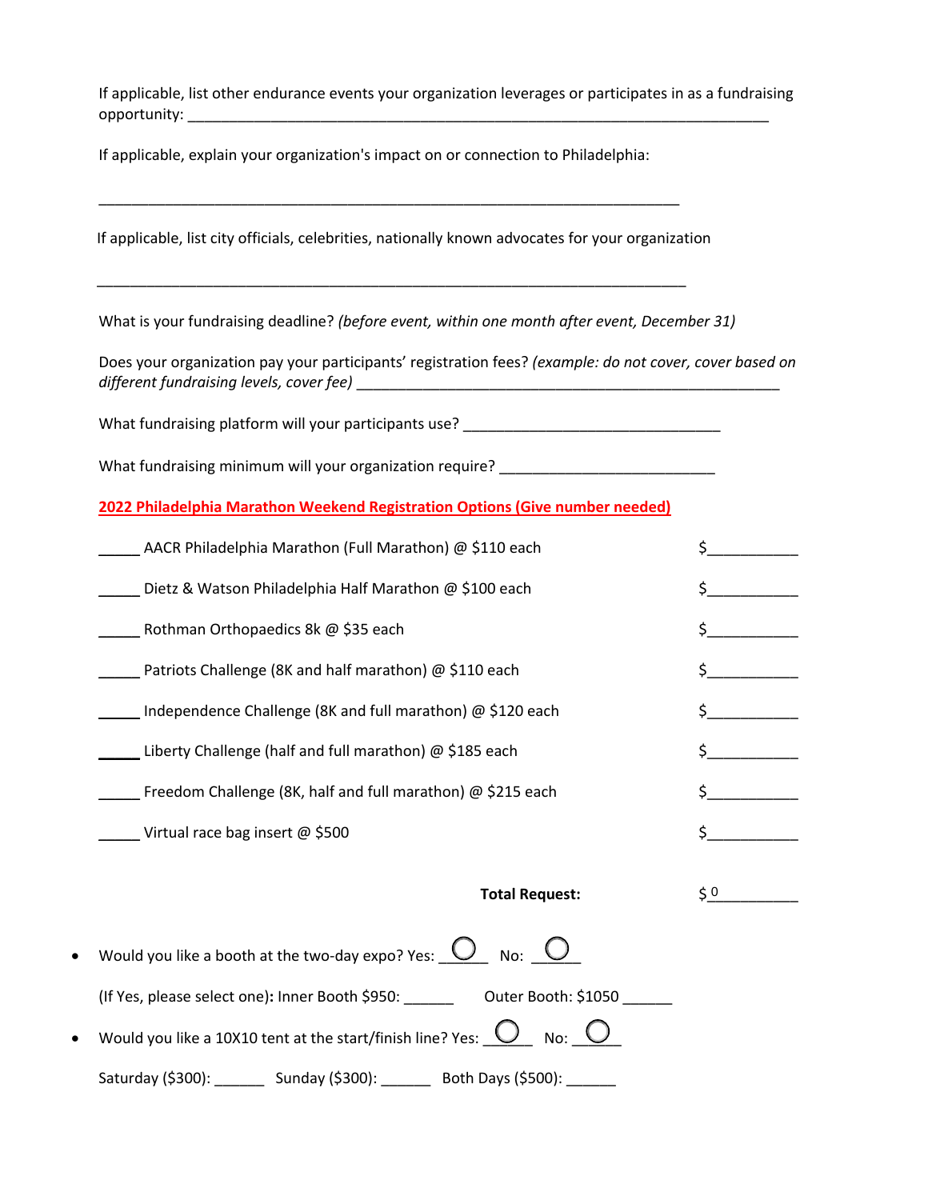If applicable, list other endurance events your organization leverages or participates in as a fundraising opportunity: ___________________________________________________________________________

If applicable, explain your organization's impact on or connection to Philadelphia:

___________________________________________________________________________

If applicable, list city officials, celebrities, nationally known advocates for your organization

___________________________________________________________________________

What is your fundraising deadline? *(before event, within one month after event, December 31)*

Does your organization pay your participants' registration fees? *(example: do not cover, cover based on different fundraising levels, cover fee)* _______________________________________________________

What fundraising platform will your participants use? _________________________________

What fundraising minimum will your organization require? ___________________________

**2022 Philadelphia Marathon Weekend Registration Options (Give number needed)**

_____ AACR Philadelphia Marathon (Full Marathon) @ $110 each $___________

_____ Dietz & Watson Philadelphia Half Marathon @ $100 each $___________

_____ Rothman Orthopaedics 8k @ $35 each $___________

_____ Patriots Challenge (8K and half marathon) @ $110 each $___________

_____ Independence Challenge (8K and full marathon) @ $120 each $___________

_____ Liberty Challenge (half and full marathon) @ $185 each $___________

_____ Freedom Challenge (8K, half and full marathon) @ $215 each $___________

_____ Virtual race bag insert @ $500 $___________

**Total Request:** $ 0__________

- Would you like a booth at the two-day expo? Yes: ◯ No: ◯

  (If Yes, please select one)**:** Inner Booth $950: ______ Outer Booth: $1050 ______

- Would you like a 10X10 tent at the start/finish line? Yes: ◯ No: ◯

  Saturday ($300): ______ Sunday ($300): ______ Both Days ($500): ______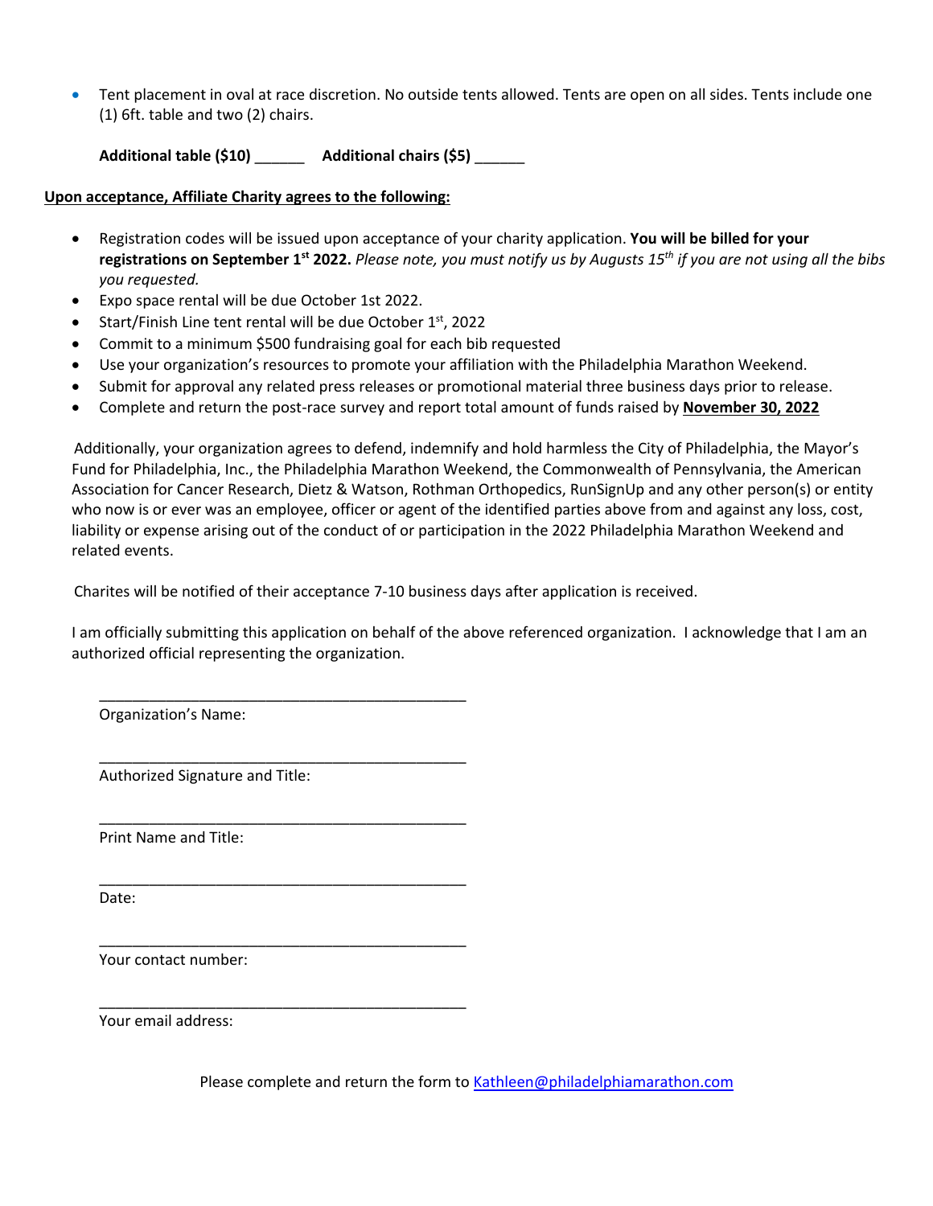- Tent placement in oval at race discretion. No outside tents allowed. Tents are open on all sides. Tents include one (1) 6ft. table and two (2) chairs.

  **Additional table ($10)** ______ **Additional chairs ($5)** ______

**Upon acceptance, Affiliate Charity agrees to the following:**

- Registration codes will be issued upon acceptance of your charity application. **You will be billed for your registrations on September 1st 2022.** *Please note, you must notify us by Augusts 15th if you are not using all the bibs you requested.*
- Expo space rental will be due October 1st 2022.
- Start/Finish Line tent rental will be due October 1st, 2022
- Commit to a minimum $500 fundraising goal for each bib requested
- Use your organization's resources to promote your affiliation with the Philadelphia Marathon Weekend.
- Submit for approval any related press releases or promotional material three business days prior to release.
- Complete and return the post-race survey and report total amount of funds raised by **November 30, 2022**

Additionally, your organization agrees to defend, indemnify and hold harmless the City of Philadelphia, the Mayor's Fund for Philadelphia, Inc., the Philadelphia Marathon Weekend, the Commonwealth of Pennsylvania, the American Association for Cancer Research, Dietz & Watson, Rothman Orthopedics, RunSignUp and any other person(s) or entity who now is or ever was an employee, officer or agent of the identified parties above from and against any loss, cost, liability or expense arising out of the conduct of or participation in the 2022 Philadelphia Marathon Weekend and related events.

Charites will be notified of their acceptance 7-10 business days after application is received.

I am officially submitting this application on behalf of the above referenced organization. I acknowledge that I am an authorized official representing the organization.

_____________________________________________
Organization's Name:

_____________________________________________
Authorized Signature and Title:

_____________________________________________
Print Name and Title:

_____________________________________________
Date:

_____________________________________________
Your contact number:

_____________________________________________
Your email address:

Please complete and return the form to Kathleen@philadelphiamarathon.com